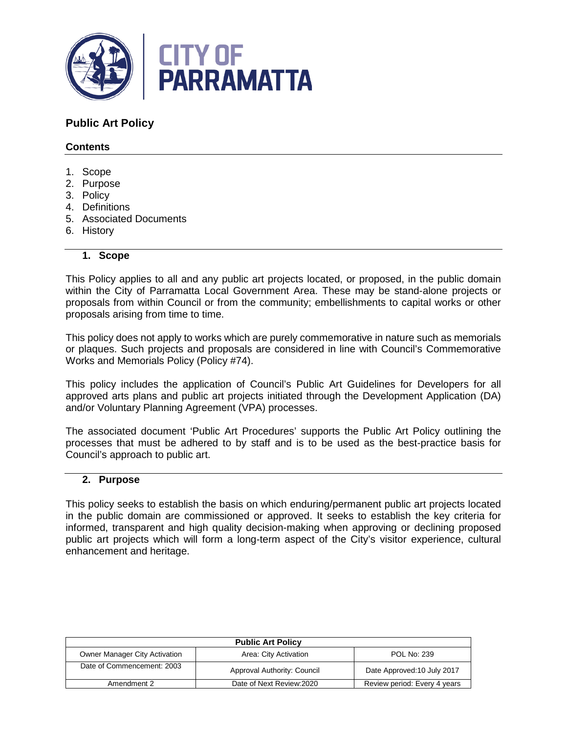CITY OF PARRAMATTA

# Public Art Policy

## Contents

1. Scope
2. Purpose
3. Policy
4. Definitions
5. Associated Documents
6. History

## 1. Scope

This Policy applies to all and any public art projects located, or proposed, in the public domain within the City of Parramatta Local Government Area. These may be stand-alone projects or proposals from within Council or from the community; embellishments to capital works or other proposals arising from time to time.

This policy does not apply to works which are purely commemorative in nature such as memorials or plaques. Such projects and proposals are considered in line with Council's Commemorative Works and Memorials Policy (Policy #74).

This policy includes the application of Council's Public Art Guidelines for Developers for all approved arts plans and public art projects initiated through the Development Application (DA) and/or Voluntary Planning Agreement (VPA) processes.

The associated document 'Public Art Procedures' supports the Public Art Policy outlining the processes that must be adhered to by staff and is to be used as the best-practice basis for Council's approach to public art.

## 2. Purpose

This policy seeks to establish the basis on which enduring/permanent public art projects located in the public domain are commissioned or approved. It seeks to establish the key criteria for informed, transparent and high quality decision-making when approving or declining proposed public art projects which will form a long-term aspect of the City's visitor experience, cultural enhancement and heritage.

| Public Art Policy | | |
|---|---|---|
| Owner Manager City Activation | Area: City Activation | POL No: 239 |
| Date of Commencement: 2003 | Approval Authority: Council | Date Approved:10 July 2017 |
| Amendment 2 | Date of Next Review:2020 | Review period: Every 4 years |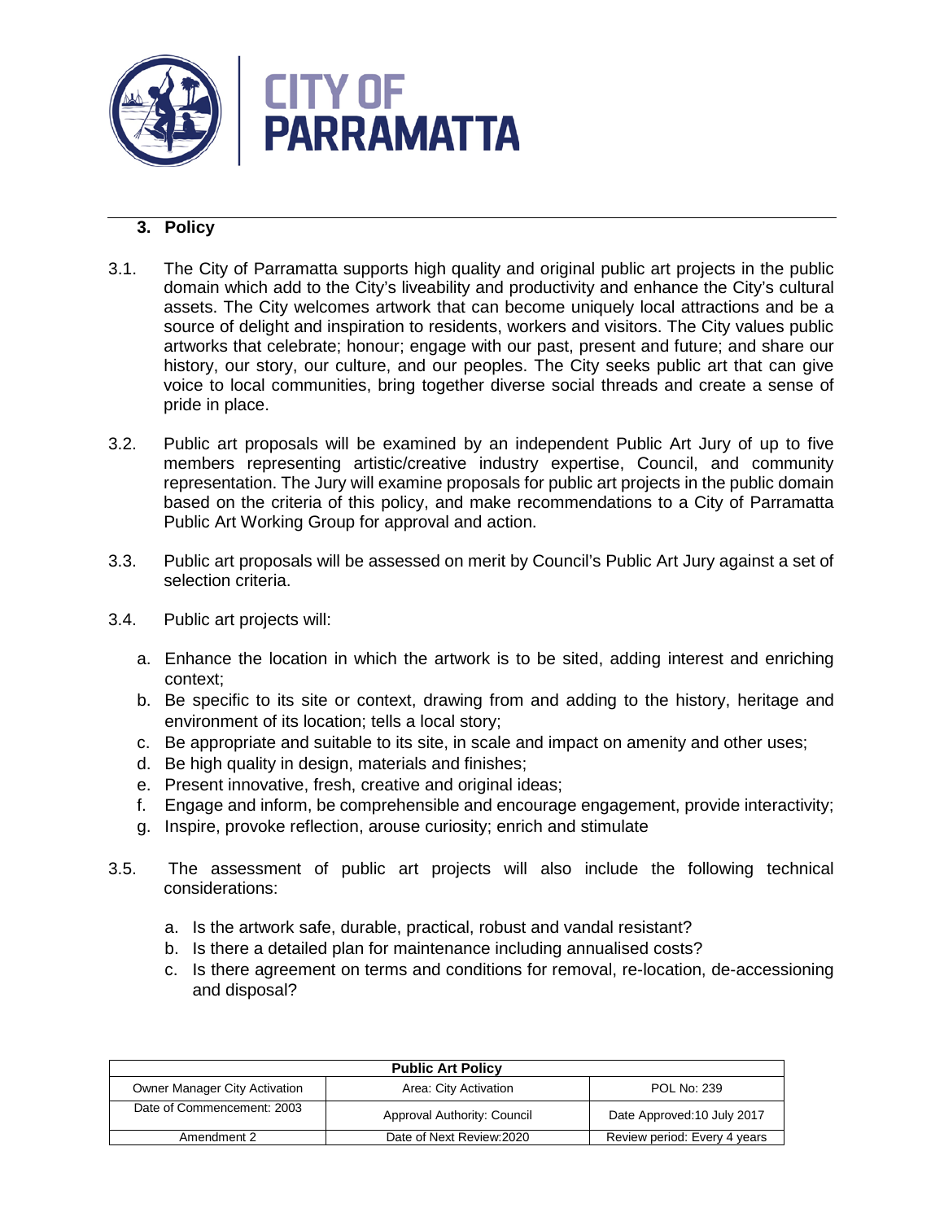## 3. Policy

3.1. The City of Parramatta supports high quality and original public art projects in the public domain which add to the City's liveability and productivity and enhance the City's cultural assets. The City welcomes artwork that can become uniquely local attractions and be a source of delight and inspiration to residents, workers and visitors. The City values public artworks that celebrate; honour; engage with our past, present and future; and share our history, our story, our culture, and our peoples. The City seeks public art that can give voice to local communities, bring together diverse social threads and create a sense of pride in place.

3.2. Public art proposals will be examined by an independent Public Art Jury of up to five members representing artistic/creative industry expertise, Council, and community representation. The Jury will examine proposals for public art projects in the public domain based on the criteria of this policy, and make recommendations to a City of Parramatta Public Art Working Group for approval and action.

3.3. Public art proposals will be assessed on merit by Council's Public Art Jury against a set of selection criteria.

3.4. Public art projects will:

a. Enhance the location in which the artwork is to be sited, adding interest and enriching context;
b. Be specific to its site or context, drawing from and adding to the history, heritage and environment of its location; tells a local story;
c. Be appropriate and suitable to its site, in scale and impact on amenity and other uses;
d. Be high quality in design, materials and finishes;
e. Present innovative, fresh, creative and original ideas;
f. Engage and inform, be comprehensible and encourage engagement, provide interactivity;
g. Inspire, provoke reflection, arouse curiosity; enrich and stimulate

3.5. The assessment of public art projects will also include the following technical considerations:

a. Is the artwork safe, durable, practical, robust and vandal resistant?
b. Is there a detailed plan for maintenance including annualised costs?
c. Is there agreement on terms and conditions for removal, re-location, de-accessioning and disposal?

| Public Art Policy | | |
|---|---|---|
| Owner Manager City Activation | Area: City Activation | POL No: 239 |
| Date of Commencement: 2003 | Approval Authority: Council | Date Approved:10 July 2017 |
| Amendment 2 | Date of Next Review:2020 | Review period: Every 4 years |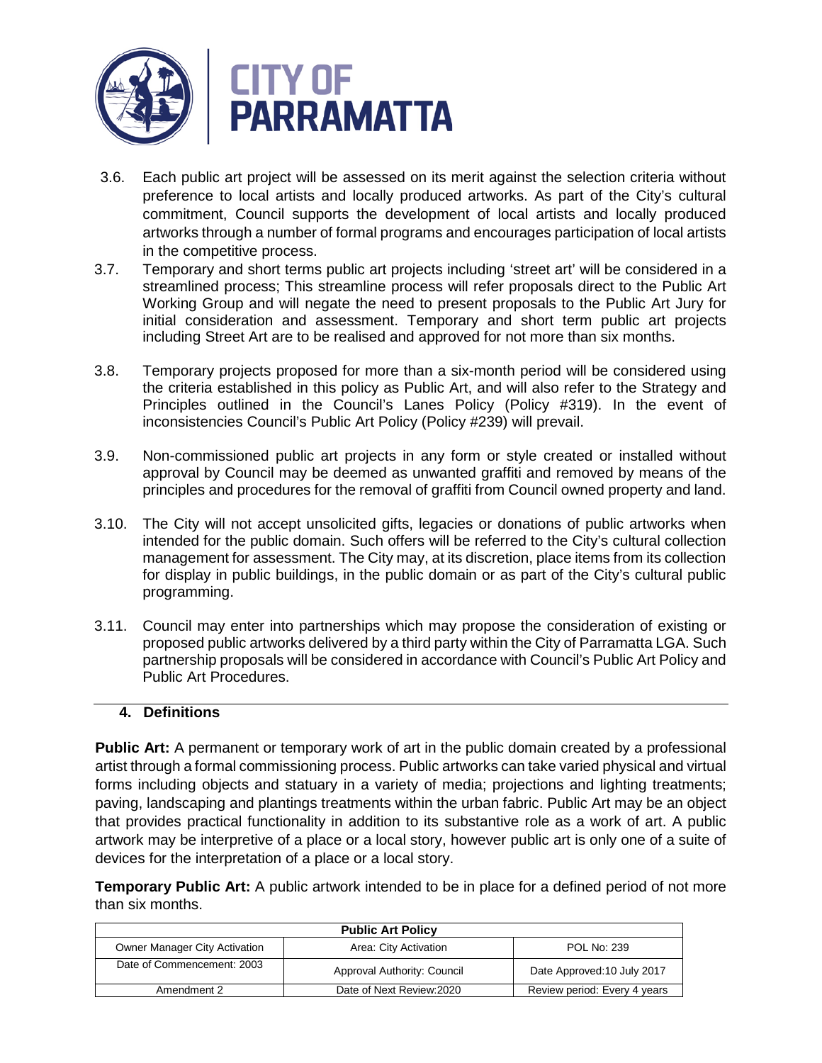3.6. Each public art project will be assessed on its merit against the selection criteria without preference to local artists and locally produced artworks. As part of the City's cultural commitment, Council supports the development of local artists and locally produced artworks through a number of formal programs and encourages participation of local artists in the competitive process.

3.7. Temporary and short terms public art projects including 'street art' will be considered in a streamlined process; This streamline process will refer proposals direct to the Public Art Working Group and will negate the need to present proposals to the Public Art Jury for initial consideration and assessment. Temporary and short term public art projects including Street Art are to be realised and approved for not more than six months.

3.8. Temporary projects proposed for more than a six-month period will be considered using the criteria established in this policy as Public Art, and will also refer to the Strategy and Principles outlined in the Council's Lanes Policy (Policy #319). In the event of inconsistencies Council's Public Art Policy (Policy #239) will prevail.

3.9. Non-commissioned public art projects in any form or style created or installed without approval by Council may be deemed as unwanted graffiti and removed by means of the principles and procedures for the removal of graffiti from Council owned property and land.

3.10. The City will not accept unsolicited gifts, legacies or donations of public artworks when intended for the public domain. Such offers will be referred to the City's cultural collection management for assessment. The City may, at its discretion, place items from its collection for display in public buildings, in the public domain or as part of the City's cultural public programming.

3.11. Council may enter into partnerships which may propose the consideration of existing or proposed public artworks delivered by a third party within the City of Parramatta LGA. Such partnership proposals will be considered in accordance with Council's Public Art Policy and Public Art Procedures.

## 4. Definitions

**Public Art:** A permanent or temporary work of art in the public domain created by a professional artist through a formal commissioning process. Public artworks can take varied physical and virtual forms including objects and statuary in a variety of media; projections and lighting treatments; paving, landscaping and plantings treatments within the urban fabric. Public Art may be an object that provides practical functionality in addition to its substantive role as a work of art. A public artwork may be interpretive of a place or a local story, however public art is only one of a suite of devices for the interpretation of a place or a local story.

**Temporary Public Art:** A public artwork intended to be in place for a defined period of not more than six months.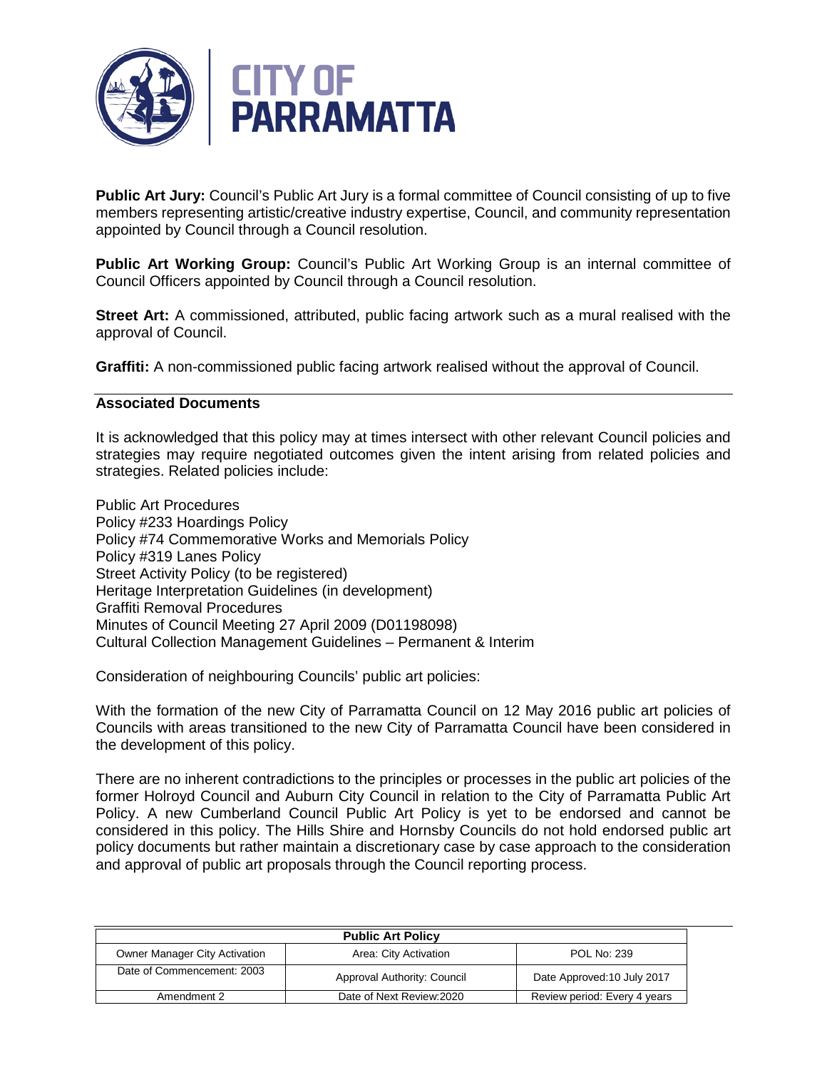**Public Art Jury:** Council's Public Art Jury is a formal committee of Council consisting of up to five members representing artistic/creative industry expertise, Council, and community representation appointed by Council through a Council resolution.

**Public Art Working Group:** Council's Public Art Working Group is an internal committee of Council Officers appointed by Council through a Council resolution.

**Street Art:** A commissioned, attributed, public facing artwork such as a mural realised with the approval of Council.

**Graffiti:** A non-commissioned public facing artwork realised without the approval of Council.

## Associated Documents

It is acknowledged that this policy may at times intersect with other relevant Council policies and strategies may require negotiated outcomes given the intent arising from related policies and strategies. Related policies include:

Public Art Procedures
Policy #233 Hoardings Policy
Policy #74 Commemorative Works and Memorials Policy
Policy #319 Lanes Policy
Street Activity Policy (to be registered)
Heritage Interpretation Guidelines (in development)
Graffiti Removal Procedures
Minutes of Council Meeting 27 April 2009 (D01198098)
Cultural Collection Management Guidelines – Permanent & Interim

Consideration of neighbouring Councils' public art policies:

With the formation of the new City of Parramatta Council on 12 May 2016 public art policies of Councils with areas transitioned to the new City of Parramatta Council have been considered in the development of this policy.

There are no inherent contradictions to the principles or processes in the public art policies of the former Holroyd Council and Auburn City Council in relation to the City of Parramatta Public Art Policy. A new Cumberland Council Public Art Policy is yet to be endorsed and cannot be considered in this policy. The Hills Shire and Hornsby Councils do not hold endorsed public art policy documents but rather maintain a discretionary case by case approach to the consideration and approval of public art proposals through the Council reporting process.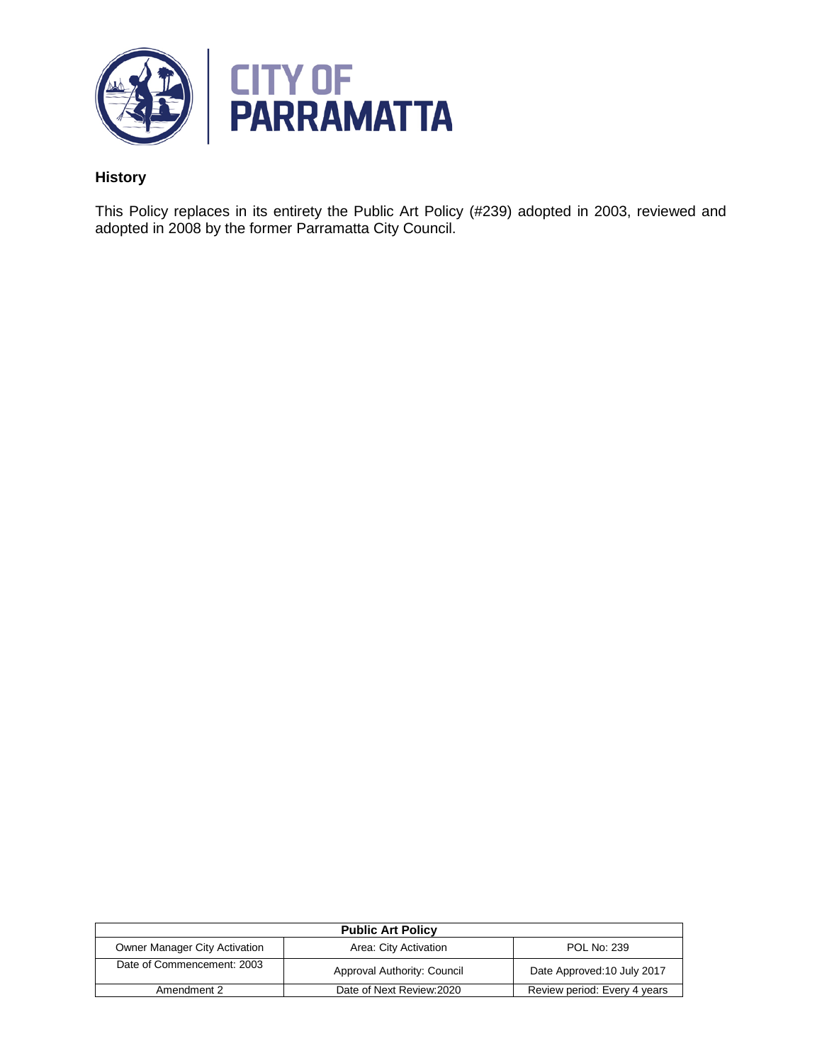**History**

This Policy replaces in its entirety the Public Art Policy (#239) adopted in 2003, reviewed and adopted in 2008 by the former Parramatta City Council.

| Public Art Policy | | |
|---|---|---|
| Owner Manager City Activation | Area: City Activation | POL No: 239 |
| Date of Commencement: 2003 | Approval Authority: Council | Date Approved:10 July 2017 |
| Amendment 2 | Date of Next Review:2020 | Review period: Every 4 years |